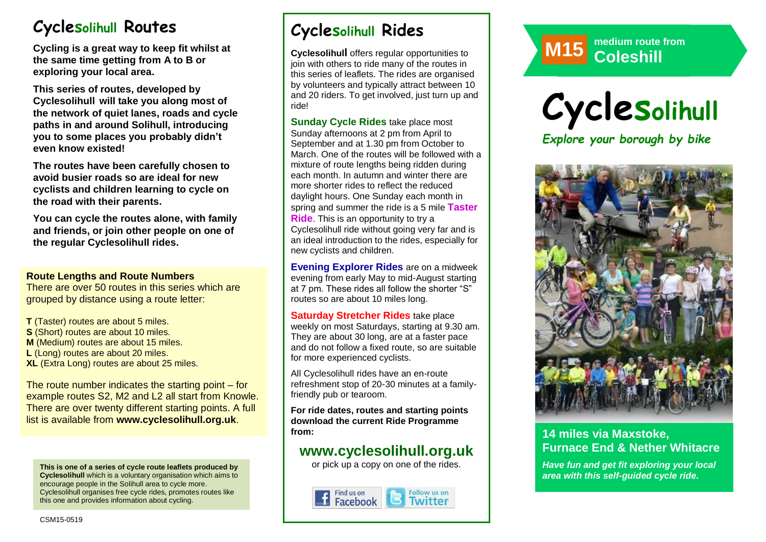## Cyclesolihull Routes

**Cycling is a great way to keep fit whilst at the same time getting from A to B or exploring your local area.**

**This series of routes, developed by Cyclesolihull will take you along most of the network of quiet lanes, roads and cycle paths in and around Solihull, introducing you to some places you probably didn't even know existed!**

**The routes have been carefully chosen to avoid busier roads so are ideal for new cyclists and children learning to cycle on the road with their parents.**

**You can cycle the routes alone, with family and friends, or join other people on one of the regular Cyclesolihull rides.**

**Route Lengths and Route Numbers**

There are over 50 routes in this series which are grouped by distance using a route letter:

**T** (Taster) routes are about 5 miles.
**S** (Short) routes are about 10 miles.
**M** (Medium) routes are about 15 miles.
**L** (Long) routes are about 20 miles.
**XL** (Extra Long) routes are about 25 miles.

The route number indicates the starting point – for example routes S2, M2 and L2 all start from Knowle. There are over twenty different starting points. A full list is available from **www.cyclesolihull.org.uk**.

**This is one of a series of cycle route leaflets produced by Cyclesolihull** which is a voluntary organisation which aims to encourage people in the Solihull area to cycle more. Cyclesolihull organises free cycle rides, promotes routes like this one and provides information about cycling.

CSM15-0519

## Cyclesolihull Rides

**Cyclesolihull** offers regular opportunities to join with others to ride many of the routes in this series of leaflets. The rides are organised by volunteers and typically attract between 10 and 20 riders. To get involved, just turn up and ride!

**Sunday Cycle Rides** take place most Sunday afternoons at 2 pm from April to September and at 1.30 pm from October to March. One of the routes will be followed with a mixture of route lengths being ridden during each month. In autumn and winter there are more shorter rides to reflect the reduced daylight hours. One Sunday each month in spring and summer the ride is a 5 mile **Taster Ride**. This is an opportunity to try a Cyclesolihull ride without going very far and is an ideal introduction to the rides, especially for new cyclists and children.

**Evening Explorer Rides** are on a midweek evening from early May to mid-August starting at 7 pm. These rides all follow the shorter "S" routes so are about 10 miles long.

**Saturday Stretcher Rides** take place weekly on most Saturdays, starting at 9.30 am. They are about 30 long, are at a faster pace and do not follow a fixed route, so are suitable for more experienced cyclists.

All Cyclesolihull rides have an en-route refreshment stop of 20-30 minutes at a family-friendly pub or tearoom.

**For ride dates, routes and starting points download the current Ride Programme from:**

### www.cyclesolihull.org.uk

or pick up a copy on one of the rides.

Find us on Facebook | Follow us on Twitter

**M15** medium route from **Coleshill**

# Cyclesolihull

*Explore your borough by bike*

### 14 miles via Maxstoke, Furnace End & Nether Whitacre

***Have fun and get fit exploring your local area with this self-guided cycle ride.***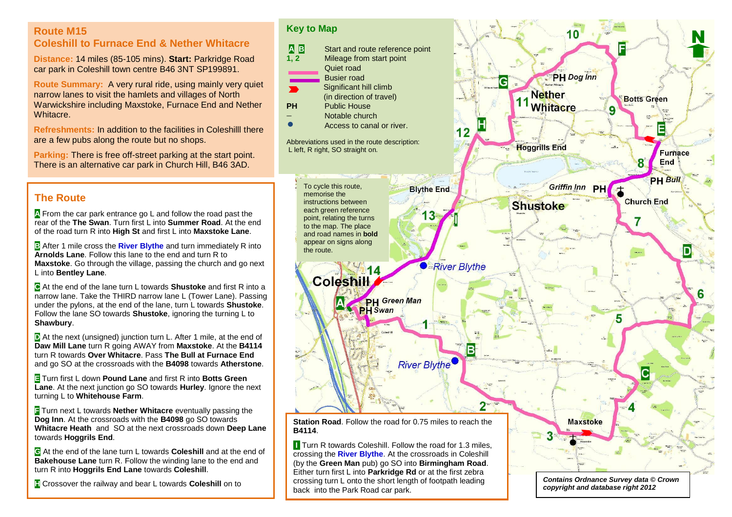## Route M15
## Coleshill to Furnace End & Nether Whitacre

**Distance:** 14 miles (85-105 mins). **Start:** Parkridge Road car park in Coleshill town centre B46 3NT SP199891.

**Route Summary:** A very rural ride, using mainly very quiet narrow lanes to visit the hamlets and villages of North Warwickshire including Maxstoke, Furnace End and Nether Whitacre.

**Refreshments:** In addition to the facilities in Coleshilll there are a few pubs along the route but no shops.

**Parking:** There is free off-street parking at the start point. There is an alternative car park in Church Hill, B46 3AD.

## The Route

**A** From the car park entrance go L and follow the road past the rear of the **The Swan**. Turn first L into **Summer Road**. At the end of the road turn R into **High St** and first L into **Maxstoke Lane**.

**B** After 1 mile cross the **River Blythe** and turn immediately R into **Arnolds Lane**. Follow this lane to the end and turn R to **Maxstoke**. Go through the village, passing the church and go next L into **Bentley Lane**.

**C** At the end of the lane turn L towards **Shustoke** and first R into a narrow lane. Take the THIRD narrow lane L (Tower Lane). Passing under the pylons, at the end of the lane, turn L towards **Shustoke**. Follow the lane SO towards **Shustoke**, ignoring the turning L to **Shawbury**.

**D** At the next (unsigned) junction turn L. After 1 mile, at the end of **Daw Mill Lane** turn R going AWAY from **Maxstoke**. At the **B4114** turn R towards **Over Whitacre**. Pass **The Bull at Furnace End** and go SO at the crossroads with the **B4098** towards **Atherstone**.

**E** Turn first L down **Pound Lane** and first R into **Botts Green Lane**. At the next junction go SO towards **Hurley**. Ignore the next turning L to **Whitehouse Farm**.

**F** Turn next L towards **Nether Whitacre** eventually passing the **Dog Inn**. At the crossroads with the **B4098** go SO towards **Whitacre Heath** and SO at the next crossroads down **Deep Lane** towards **Hoggrils End**.

**G** At the end of the lane turn L towards **Coleshill** and at the end of **Bakehouse Lane** turn R. Follow the winding lane to the end and turn R into **Hoggrils End Lane** towards **Coleshill**.

**H** Crossover the railway and bear L towards **Coleshill** on to **Station Road**. Follow the road for 0.75 miles to reach the **B4114**.

**I** Turn R towards Coleshill. Follow the road for 1.3 miles, crossing the **River Blythe**. At the crossroads in Coleshill (by the **Green Man** pub) go SO into **Birmingham Road**. Either turn first L into **Parkridge Rd** or at the first zebra crossing turn L onto the short length of footpath leading back into the Park Road car park.

## Key to Map

| | |
|---|---|
| A B | Start and route reference point |
| 1, 2 | Mileage from start point |
| | Quiet road |
| | Busier road |
| | Significant hill climb (in direction of travel) |
| PH | Public House |
| | Notable church |
| | Access to canal or river. |

Abbreviations used in the route description: L left, R right, SO straight on.

To cycle this route, memorise the instructions between each green reference point, relating the turns to the map. The place and road names in **bold** appear on signs along the route.

*Contains Ordnance Survey data © Crown copyright and database right 2012*